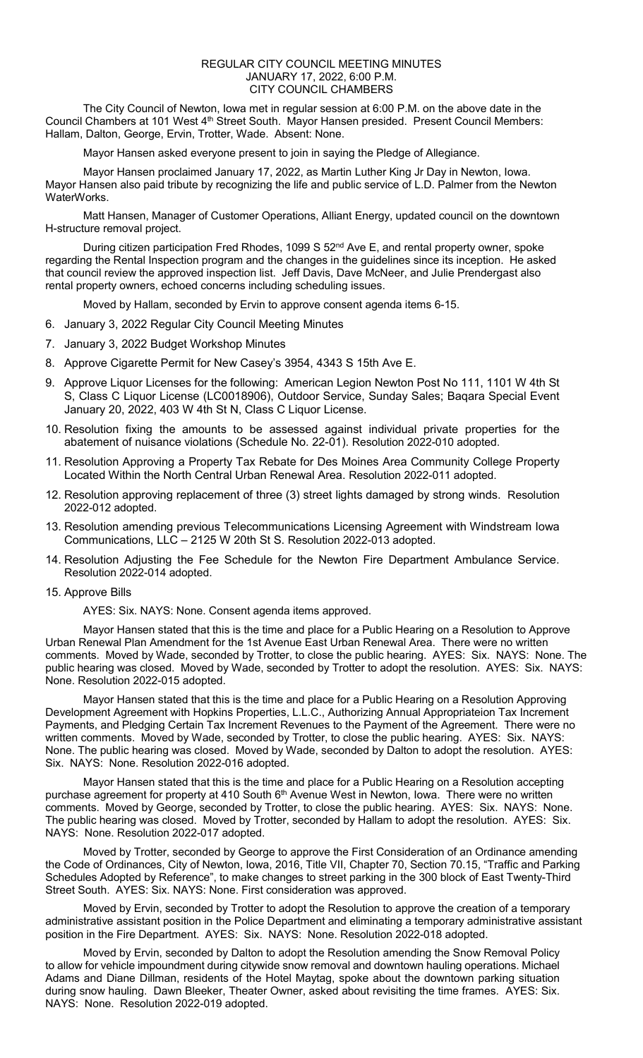# REGULAR CITY COUNCIL MEETING MINUTES
## JANUARY 17, 2022, 6:00 P.M.
## CITY COUNCIL CHAMBERS

The City Council of Newton, Iowa met in regular session at 6:00 P.M. on the above date in the Council Chambers at 101 West 4th Street South. Mayor Hansen presided. Present Council Members: Hallam, Dalton, George, Ervin, Trotter, Wade. Absent: None.

Mayor Hansen asked everyone present to join in saying the Pledge of Allegiance.

Mayor Hansen proclaimed January 17, 2022, as Martin Luther King Jr Day in Newton, Iowa. Mayor Hansen also paid tribute by recognizing the life and public service of L.D. Palmer from the Newton WaterWorks.

Matt Hansen, Manager of Customer Operations, Alliant Energy, updated council on the downtown H-structure removal project.

During citizen participation Fred Rhodes, 1099 S 52nd Ave E, and rental property owner, spoke regarding the Rental Inspection program and the changes in the guidelines since its inception. He asked that council review the approved inspection list. Jeff Davis, Dave McNeer, and Julie Prendergast also rental property owners, echoed concerns including scheduling issues.

Moved by Hallam, seconded by Ervin to approve consent agenda items 6-15.

6. January 3, 2022 Regular City Council Meeting Minutes
7. January 3, 2022 Budget Workshop Minutes
8. Approve Cigarette Permit for New Casey's 3954, 4343 S 15th Ave E.
9. Approve Liquor Licenses for the following: American Legion Newton Post No 111, 1101 W 4th St S, Class C Liquor License (LC0018906), Outdoor Service, Sunday Sales; Baqara Special Event January 20, 2022, 403 W 4th St N, Class C Liquor License.
10. Resolution fixing the amounts to be assessed against individual private properties for the abatement of nuisance violations (Schedule No. 22-01). Resolution 2022-010 adopted.
11. Resolution Approving a Property Tax Rebate for Des Moines Area Community College Property Located Within the North Central Urban Renewal Area. Resolution 2022-011 adopted.
12. Resolution approving replacement of three (3) street lights damaged by strong winds. Resolution 2022-012 adopted.
13. Resolution amending previous Telecommunications Licensing Agreement with Windstream Iowa Communications, LLC – 2125 W 20th St S. Resolution 2022-013 adopted.
14. Resolution Adjusting the Fee Schedule for the Newton Fire Department Ambulance Service. Resolution 2022-014 adopted.
15. Approve Bills

AYES: Six. NAYS: None. Consent agenda items approved.

Mayor Hansen stated that this is the time and place for a Public Hearing on a Resolution to Approve Urban Renewal Plan Amendment for the 1st Avenue East Urban Renewal Area. There were no written comments. Moved by Wade, seconded by Trotter, to close the public hearing. AYES: Six. NAYS: None. The public hearing was closed. Moved by Wade, seconded by Trotter to adopt the resolution. AYES: Six. NAYS: None. Resolution 2022-015 adopted.

Mayor Hansen stated that this is the time and place for a Public Hearing on a Resolution Approving Development Agreement with Hopkins Properties, L.L.C., Authorizing Annual Appropriateion Tax Increment Payments, and Pledging Certain Tax Increment Revenues to the Payment of the Agreement. There were no written comments. Moved by Wade, seconded by Trotter, to close the public hearing. AYES: Six. NAYS: None. The public hearing was closed. Moved by Wade, seconded by Dalton to adopt the resolution. AYES: Six. NAYS: None. Resolution 2022-016 adopted.

Mayor Hansen stated that this is the time and place for a Public Hearing on a Resolution accepting purchase agreement for property at 410 South 6th Avenue West in Newton, Iowa. There were no written comments. Moved by George, seconded by Trotter, to close the public hearing. AYES: Six. NAYS: None. The public hearing was closed. Moved by Trotter, seconded by Hallam to adopt the resolution. AYES: Six. NAYS: None. Resolution 2022-017 adopted.

Moved by Trotter, seconded by George to approve the First Consideration of an Ordinance amending the Code of Ordinances, City of Newton, Iowa, 2016, Title VII, Chapter 70, Section 70.15, "Traffic and Parking Schedules Adopted by Reference", to make changes to street parking in the 300 block of East Twenty-Third Street South. AYES: Six. NAYS: None. First consideration was approved.

Moved by Ervin, seconded by Trotter to adopt the Resolution to approve the creation of a temporary administrative assistant position in the Police Department and eliminating a temporary administrative assistant position in the Fire Department. AYES: Six. NAYS: None. Resolution 2022-018 adopted.

Moved by Ervin, seconded by Dalton to adopt the Resolution amending the Snow Removal Policy to allow for vehicle impoundment during citywide snow removal and downtown hauling operations. Michael Adams and Diane Dillman, residents of the Hotel Maytag, spoke about the downtown parking situation during snow hauling. Dawn Bleeker, Theater Owner, asked about revisiting the time frames. AYES: Six. NAYS: None. Resolution 2022-019 adopted.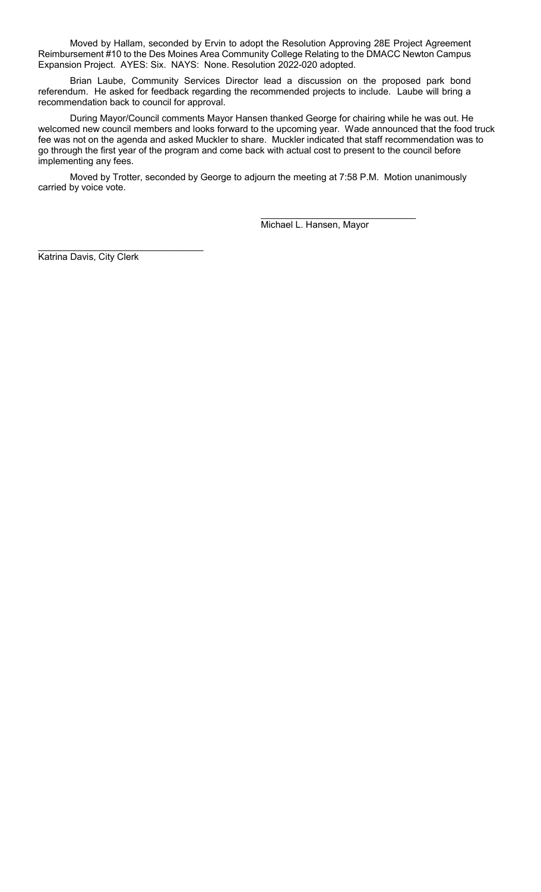Moved by Hallam, seconded by Ervin to adopt the Resolution Approving 28E Project Agreement Reimbursement #10 to the Des Moines Area Community College Relating to the DMACC Newton Campus Expansion Project. AYES: Six. NAYS: None. Resolution 2022-020 adopted.

Brian Laube, Community Services Director lead a discussion on the proposed park bond referendum. He asked for feedback regarding the recommended projects to include. Laube will bring a recommendation back to council for approval.

During Mayor/Council comments Mayor Hansen thanked George for chairing while he was out. He welcomed new council members and looks forward to the upcoming year. Wade announced that the food truck fee was not on the agenda and asked Muckler to share. Muckler indicated that staff recommendation was to go through the first year of the program and come back with actual cost to present to the council before implementing any fees.

Moved by Trotter, seconded by George to adjourn the meeting at 7:58 P.M. Motion unanimously carried by voice vote.

\_\_\_\_\_\_\_\_\_\_\_\_\_\_\_\_\_\_\_\_\_\_\_\_\_\_\_\_\_\_
Michael L. Hansen, Mayor

\_\_\_\_\_\_\_\_\_\_\_\_\_\_\_\_\_\_\_\_\_\_\_\_\_\_\_\_\_\_
Katrina Davis, City Clerk